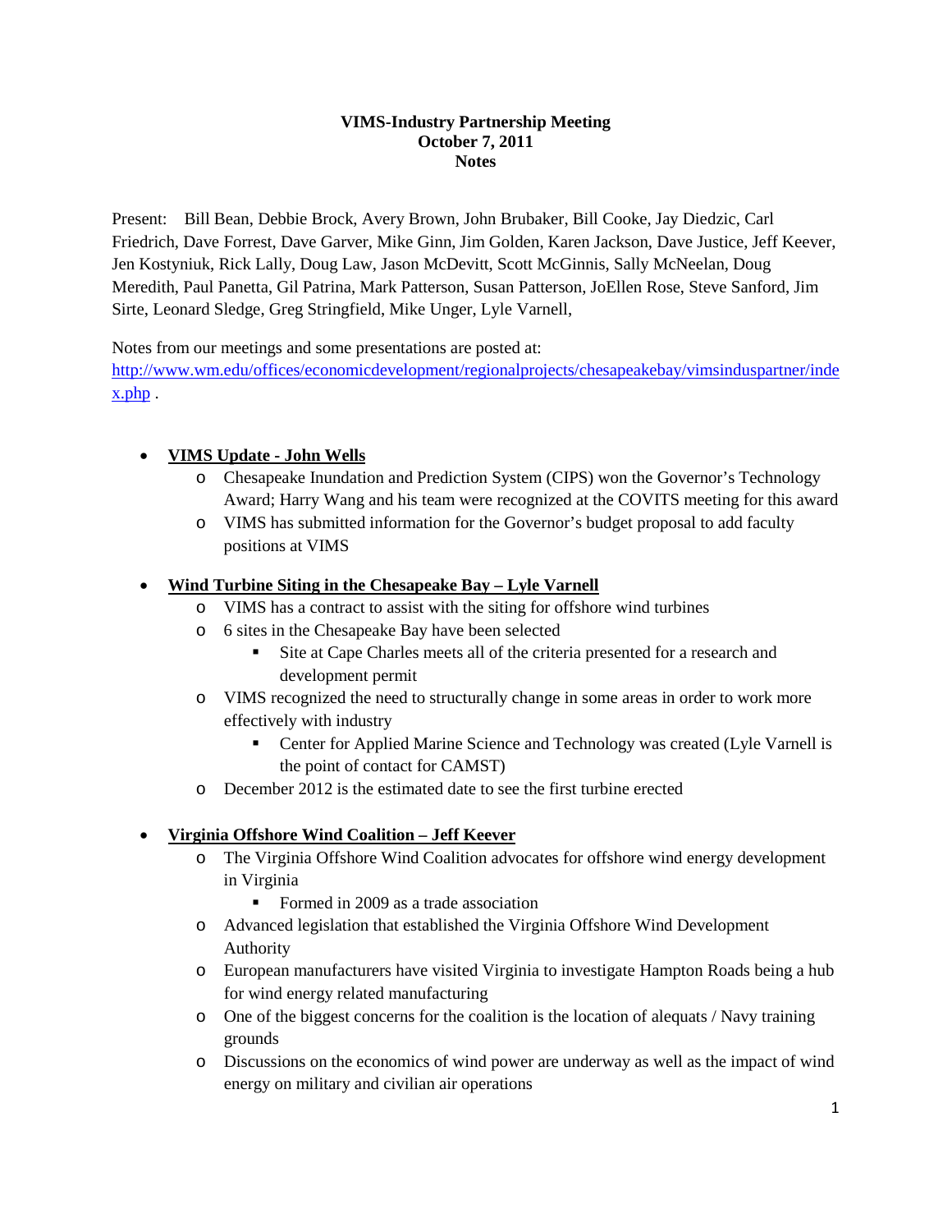**VIMS-Industry Partnership Meeting**
**October 7, 2011**
**Notes**

Present: Bill Bean, Debbie Brock, Avery Brown, John Brubaker, Bill Cooke, Jay Diedzic, Carl Friedrich, Dave Forrest, Dave Garver, Mike Ginn, Jim Golden, Karen Jackson, Dave Justice, Jeff Keever, Jen Kostyniuk, Rick Lally, Doug Law, Jason McDevitt, Scott McGinnis, Sally McNeelan, Doug Meredith, Paul Panetta, Gil Patrina, Mark Patterson, Susan Patterson, JoEllen Rose, Steve Sanford, Jim Sirte, Leonard Sledge, Greg Stringfield, Mike Unger, Lyle Varnell,

Notes from our meetings and some presentations are posted at: [http://www.wm.edu/offices/economicdevelopment/regionalprojects/chesapeakebay/vimsinduspartner/index.php](http://www.wm.edu/offices/economicdevelopment/regionalprojects/chesapeakebay/vimsinduspartner/index.php) .

- **<u>VIMS Update - John Wells</u>**
  - Chesapeake Inundation and Prediction System (CIPS) won the Governor's Technology Award; Harry Wang and his team were recognized at the COVITS meeting for this award
  - VIMS has submitted information for the Governor's budget proposal to add faculty positions at VIMS

- **<u>Wind Turbine Siting in the Chesapeake Bay – Lyle Varnell</u>**
  - VIMS has a contract to assist with the siting for offshore wind turbines
  - 6 sites in the Chesapeake Bay have been selected
    - Site at Cape Charles meets all of the criteria presented for a research and development permit
  - VIMS recognized the need to structurally change in some areas in order to work more effectively with industry
    - Center for Applied Marine Science and Technology was created (Lyle Varnell is the point of contact for CAMST)
  - December 2012 is the estimated date to see the first turbine erected

- **<u>Virginia Offshore Wind Coalition – Jeff Keever</u>**
  - The Virginia Offshore Wind Coalition advocates for offshore wind energy development in Virginia
    - Formed in 2009 as a trade association
  - Advanced legislation that established the Virginia Offshore Wind Development Authority
  - European manufacturers have visited Virginia to investigate Hampton Roads being a hub for wind energy related manufacturing
  - One of the biggest concerns for the coalition is the location of alequats / Navy training grounds
  - Discussions on the economics of wind power are underway as well as the impact of wind energy on military and civilian air operations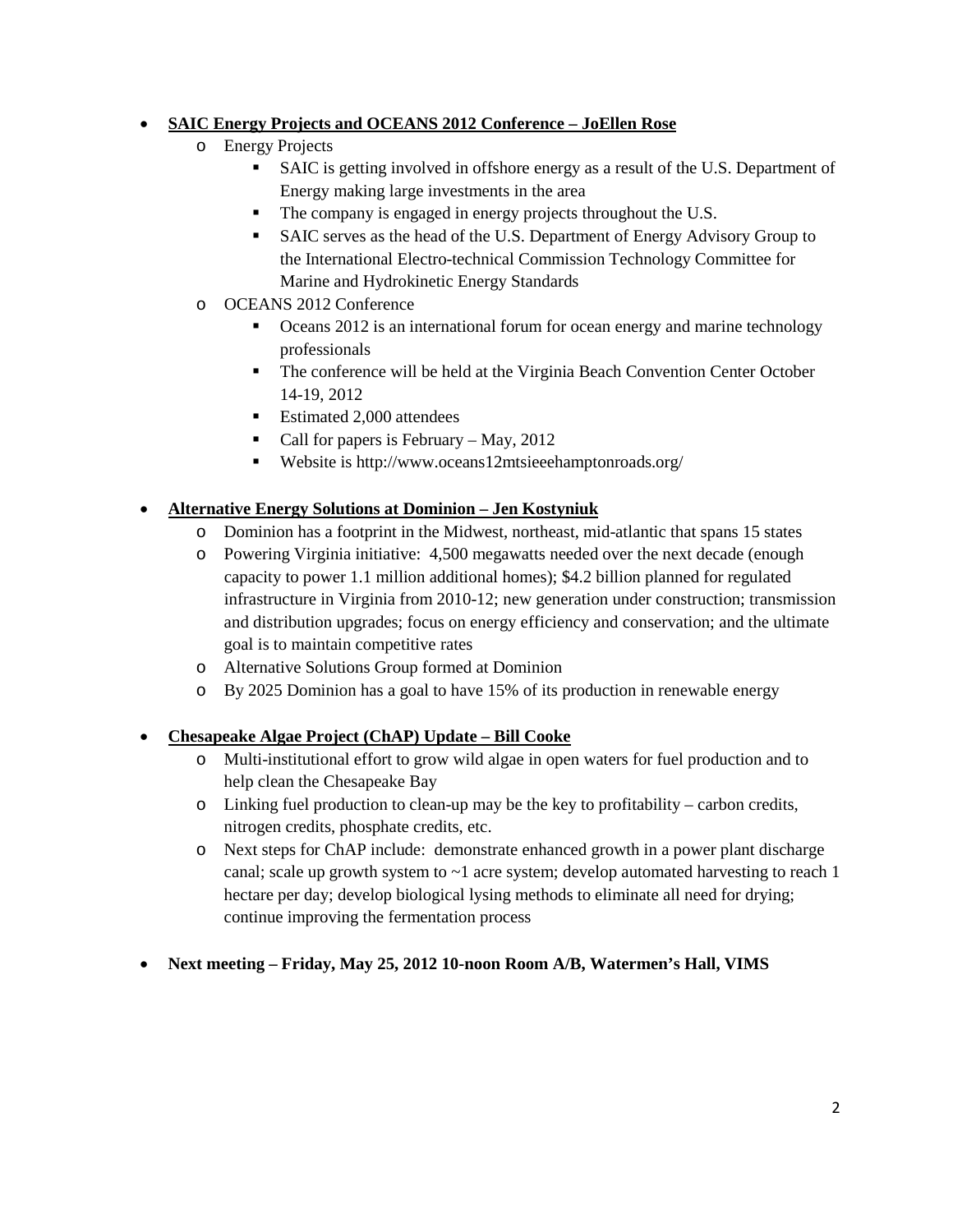- **<u>SAIC Energy Projects and OCEANS 2012 Conference – JoEllen Rose</u>**
  - Energy Projects
    - SAIC is getting involved in offshore energy as a result of the U.S. Department of Energy making large investments in the area
    - The company is engaged in energy projects throughout the U.S.
    - SAIC serves as the head of the U.S. Department of Energy Advisory Group to the International Electro-technical Commission Technology Committee for Marine and Hydrokinetic Energy Standards
  - OCEANS 2012 Conference
    - Oceans 2012 is an international forum for ocean energy and marine technology professionals
    - The conference will be held at the Virginia Beach Convention Center October 14-19, 2012
    - Estimated 2,000 attendees
    - Call for papers is February – May, 2012
    - Website is http://www.oceans12mtsieeehamptonroads.org/

- **<u>Alternative Energy Solutions at Dominion – Jen Kostyniuk</u>**
  - Dominion has a footprint in the Midwest, northeast, mid-atlantic that spans 15 states
  - Powering Virginia initiative: 4,500 megawatts needed over the next decade (enough capacity to power 1.1 million additional homes); $4.2 billion planned for regulated infrastructure in Virginia from 2010-12; new generation under construction; transmission and distribution upgrades; focus on energy efficiency and conservation; and the ultimate goal is to maintain competitive rates
  - Alternative Solutions Group formed at Dominion
  - By 2025 Dominion has a goal to have 15% of its production in renewable energy

- **<u>Chesapeake Algae Project (ChAP) Update – Bill Cooke</u>**
  - Multi-institutional effort to grow wild algae in open waters for fuel production and to help clean the Chesapeake Bay
  - Linking fuel production to clean-up may be the key to profitability – carbon credits, nitrogen credits, phosphate credits, etc.
  - Next steps for ChAP include: demonstrate enhanced growth in a power plant discharge canal; scale up growth system to ~1 acre system; develop automated harvesting to reach 1 hectare per day; develop biological lysing methods to eliminate all need for drying; continue improving the fermentation process

- **Next meeting – Friday, May 25, 2012 10-noon Room A/B, Watermen's Hall, VIMS**